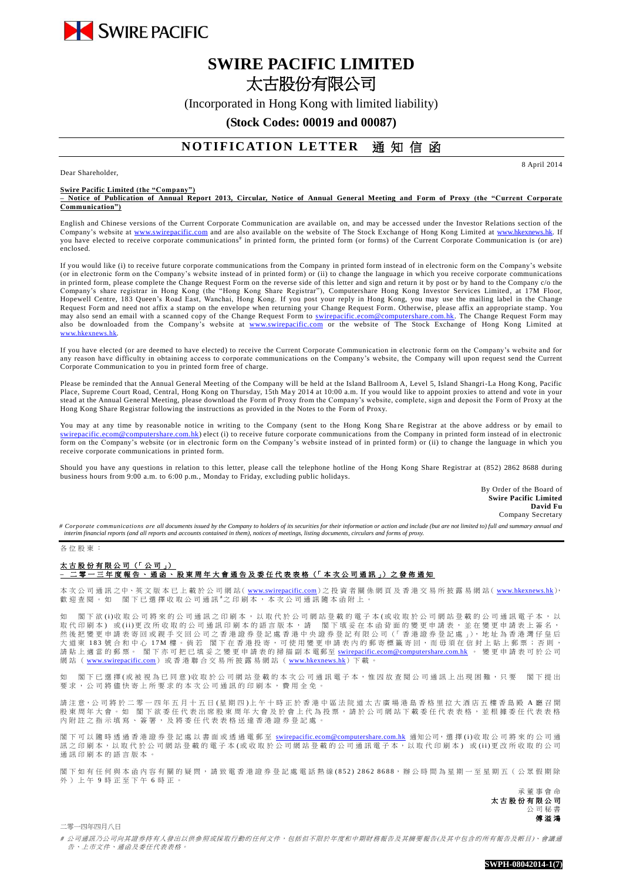# SWIRE PACIFIC LIMITED
# 太古股份有限公司

(Incorporated in Hong Kong with limited liability)

**(Stock Codes: 00019 and 00087)**

## NOTIFICATION LETTER 通知信函

8 April 2014

Dear Shareholder,

**Swire Pacific Limited (the "Company")**
**– Notice of Publication of Annual Report 2013, Circular, Notice of Annual General Meeting and Form of Proxy (the "Current Corporate Communication")**

English and Chinese versions of the Current Corporate Communication are available on, and may be accessed under the Investor Relations section of the Company's website at www.swirepacific.com and are also available on the website of The Stock Exchange of Hong Kong Limited at www.hkexnews.hk. If you have elected to receive corporate communications# in printed form, the printed form (or forms) of the Current Corporate Communication is (or are) enclosed.

If you would like (i) to receive future corporate communications from the Company in printed form instead of in electronic form on the Company's website (or in electronic form on the Company's website instead of in printed form) or (ii) to change the language in which you receive corporate communications in printed form, please complete the Change Request Form on the reverse side of this letter and sign and return it by post or by hand to the Company c/o the Company's share registrar in Hong Kong (the "Hong Kong Share Registrar"), Computershare Hong Kong Investor Services Limited, at 17M Floor, Hopewell Centre, 183 Queen's Road East, Wanchai, Hong Kong. If you post your reply in Hong Kong, you may use the mailing label in the Change Request Form and need not affix a stamp on the envelope when returning your Change Request Form. Otherwise, please affix an appropriate stamp. You may also send an email with a scanned copy of the Change Request Form to swirepacific.ecom@computershare.com.hk. The Change Request Form may also be downloaded from the Company's website at www.swirepacific.com or the website of The Stock Exchange of Hong Kong Limited at www.hkexnews.hk.

If you have elected (or are deemed to have elected) to receive the Current Corporate Communication in electronic form on the Company's website and for any reason have difficulty in obtaining access to corporate communications on the Company's website, the Company will upon request send the Current Corporate Communication to you in printed form free of charge.

Please be reminded that the Annual General Meeting of the Company will be held at the Island Ballroom A, Level 5, Island Shangri-La Hong Kong, Pacific Place, Supreme Court Road, Central, Hong Kong on Thursday, 15th May 2014 at 10:00 a.m. If you would like to appoint proxies to attend and vote in your stead at the Annual General Meeting, please download the Form of Proxy from the Company's website, complete, sign and deposit the Form of Proxy at the Hong Kong Share Registrar following the instructions as provided in the Notes to the Form of Proxy.

You may at any time by reasonable notice in writing to the Company (sent to the Hong Kong Share Registrar at the above address or by email to swirepacific.ecom@computershare.com.hk) elect (i) to receive future corporate communications from the Company in printed form instead of in electronic form on the Company's website (or in electronic form on the Company's website instead of in printed form) or (ii) to change the language in which you receive corporate communications in printed form.

Should you have any questions in relation to this letter, please call the telephone hotline of the Hong Kong Share Registrar at (852) 2862 8688 during business hours from 9:00 a.m. to 6:00 p.m., Monday to Friday, excluding public holidays.

By Order of the Board of
**Swire Pacific Limited**
**David Fu**
Company Secretary

*# Corporate communications are all documents issued by the Company to holders of its securities for their information or action and include (but are not limited to) full and summary annual and interim financial reports (and all reports and accounts contained in them), notices of meetings, listing documents, circulars and forms of proxy.*

---

各位股東：

**太古股份有限公司（「公司」）**
**– 二零一三年度報告、通函、股東周年大會通告及委任代表表格（「本次公司通訊」）之發佈通知**

本次公司通訊之中、英文版本已上載於公司網站(www.swirepacific.com)之投資者關係網頁及香港交易所披露易網站(www.hkexnews.hk)，歡迎查閱。如 閣下已選擇收取公司通訊#之印刷本，本次公司通訊隨本函附上。

如 閣下欲(i)收取公司將來的公司通訊之印刷本，以取代於公司網站登載的電子本(或收取於公司網站登載的公司通訊電子本，以取代印刷本) 或(ii)更改所收取的公司通訊印刷本的語言版本，請 閣下填妥在本函背面的變更申請表，並在變更申請表上簽名，然後把變更申請表寄回或親手交回公司之香港證券登記處香港中央證券登記有限公司（「香港證券登記處」），地址為香港灣仔皇后大道東183號合和中心17M樓。倘若 閣下在香港投寄，可使用變更申請表內的郵寄標籤寄回，而毋須在信封上貼上郵票；否則，請貼上適當的郵票。 閣下亦可把已填妥之變更申請表的掃描副本電郵至swirepacific.ecom@computershare.com.hk。變更申請表可於公司網站(www.swirepacific.com)或香港聯合交易所披露易網站(www.hkexnews.hk)下載。

如 閣下已選擇(或被視為已同意)收取於公司網站登載的本次公司通訊電子本，惟因故查閱公司通訊上出現困難，只要 閣下提出要求，公司將儘快寄上所要求的本次公司通訊的印刷本，費用全免。

請注意，公司將於二零一四年五月十五日(星期四)上午十時正於香港中區法院道太古廣場港島香格里拉大酒店五樓香島殿A廳召開股東周年大會。如 閣下欲委任代表出席股東周年大會及於會上代為投票，請於公司網站下載委任代表表格，並根據委任代表表格內附註之指示填寫、簽署，及將委任代表表格送達香港證券登記處。

閣下可以隨時透過香港證券登記處以書面或透過電郵至swirepacific.ecom@computershare.com.hk通知公司，選擇(i)收取公司將來的公司通訊之印刷本，以取代於公司網站登載的電子本(或收取於公司網站登載的公司通訊電子本，以取代印刷本) 或(ii)更改所收取的公司通訊印刷本的語言版本。

閣下如有任何與本函內容有關的疑問，請致電香港證券登記處電話熱線(852) 2862 8688，辦公時間為星期一至星期五（公眾假期除外）上午9時正至下午6時正。

承董事會命
**太古股份有限公司**
公司秘書
**傅溢鴻**

二零一四年四月八日

*# 公司通訊乃公司向其證券持有人發出以供參照或採取行動的任何文件，包括但不限於年度和中期財務報告及其摘要報告(及其中包含的所有報告及賬目)、會議通告、上市文件、通函及委任代表表格。*

SWPH-08042014-1(7)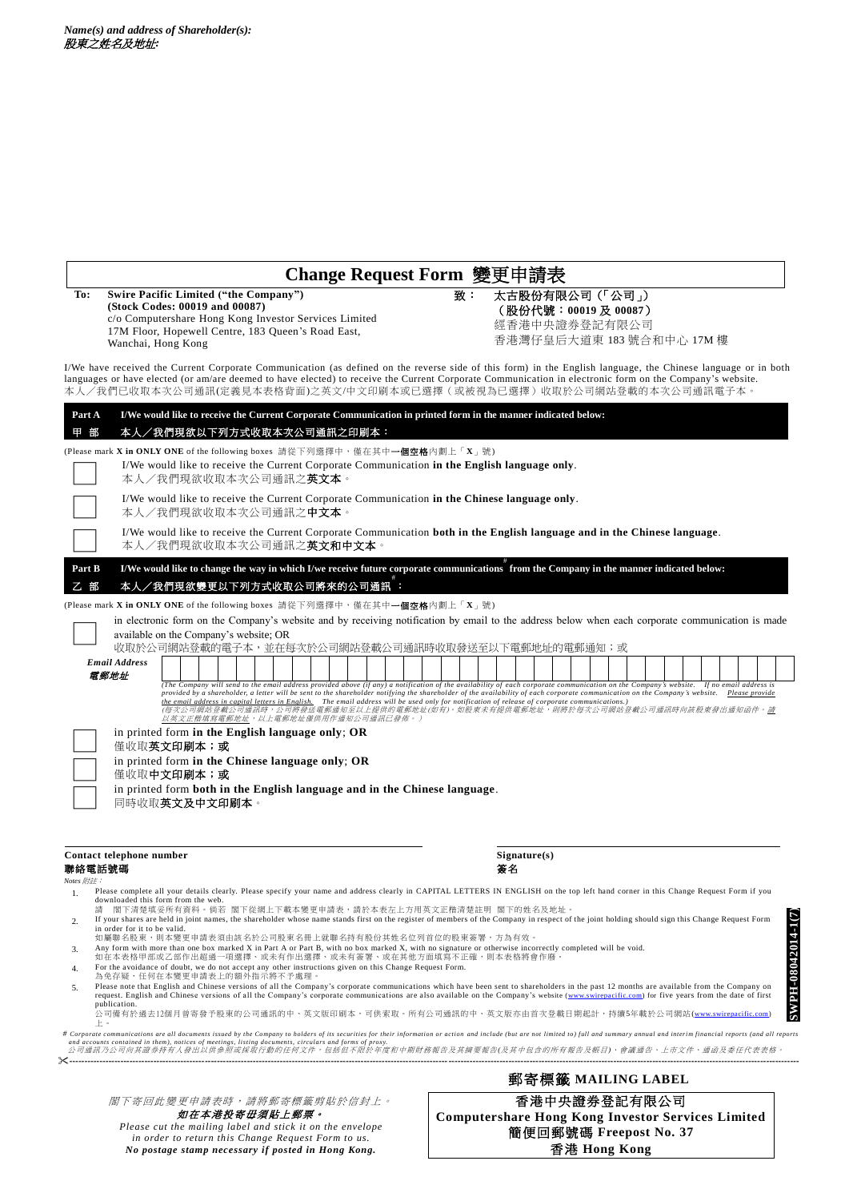*Name(s) and address of Shareholder(s):*
*股東之姓名及地址:*

# Change Request Form 變更申請表

**To: Swire Pacific Limited ("the Company")**
**(Stock Codes: 00019 and 00087)**
c/o Computershare Hong Kong Investor Services Limited
17M Floor, Hopewell Centre, 183 Queen's Road East,
Wanchai, Hong Kong

**致： 太古股份有限公司（「公司」）**
**（股份代號：00019 及 00087）**
經香港中央證券登記有限公司
香港灣仔皇后大道東 183 號合和中心 17M 樓

I/We have received the Current Corporate Communication (as defined on the reverse side of this form) in the English language, the Chinese language or in both languages or have elected (or am/are deemed to have elected) to receive the Current Corporate Communication in electronic form on the Company's website.
本人／我們已收取本次公司通訊(定義見本表格背面)之英文/中文印刷本或已選擇（或被視為已選擇）收取於公司網站登載的本次公司通訊電子本。

## Part A 甲 部

**I/We would like to receive the Current Corporate Communication in printed form in the manner indicated below:**
**本人／我們現欲以下列方式收取本次公司通訊之印刷本：**

(Please mark **X** in **ONLY ONE** of the following boxes 請從下列選擇中，僅在其中**一個空格**內劃上「**X**」號)

☐ I/We would like to receive the Current Corporate Communication **in the English language only**.
本人／我們現欲收取本次公司通訊之**英文本**。

☐ I/We would like to receive the Current Corporate Communication **in the Chinese language only**.
本人／我們現欲收取本次公司通訊之**中文本**。

☐ I/We would like to receive the Current Corporate Communication **both in the English language and in the Chinese language**.
本人／我們現欲收取本次公司通訊之**英文和中文本**。

## Part B 乙 部

**I/We would like to change the way in which I/we receive future corporate communications# from the Company in the manner indicated below:**
**本人／我們現欲變更以下列方式收取公司將來的公司通訊#：**

(Please mark **X** in **ONLY ONE** of the following boxes 請從下列選擇中，僅在其中**一個空格**內劃上「**X**」號)

☐ in electronic form on the Company's website and by receiving notification by email to the address below when each corporate communication is made available on the Company's website; OR
收取於公司網站登載的電子本，並在每次於公司網站登載公司通訊時收取發送至以下電郵地址的電郵通知；或

***Email Address***
***電郵地址***

*(The Company will send to the email address provided above (if any) a notification of the availability of each corporate communication on the Company's website. If no email address is provided by a shareholder, a letter will be sent to the shareholder notifying the shareholder of the availability of each corporate communication on the Company's website. Please provide the email address in capital letters in English. The email address will be used only for notification of release of corporate communications.)*
*(每次公司網站登載公司通訊時，公司將發送電郵通知至以上提供的電郵地址(如有)。如股東未有提供電郵地址，則將於每次公司網站登載公司通訊時向該股東發出通知函件。請以英文正楷填寫電郵地址，以上電郵地址僅供用作通知公司通訊已發佈。)*

☐ in printed form **in the English language only**; **OR**
僅收取**英文印刷本；或**

☐ in printed form **in the Chinese language only**; **OR**
僅收取**中文印刷本；或**

☐ in printed form **both in the English language and in the Chinese language**.
同時收取**英文及中文印刷本**。

**Contact telephone number**
**聯絡電話號碼**

**Signature(s)**
**簽名**

*Notes 附註：*

1. Please complete all your details clearly. Please specify your name and address clearly in CAPITAL LETTERS IN ENGLISH on the top left hand corner in this Change Request Form if you downloaded this form from the web.
請 閣下清楚填妥所有資料。倘若 閣下從網上下載本變更申請表，請於本表左上方用英文正楷清楚註明 閣下的姓名及地址。
2. If your shares are held in joint names, the shareholder whose name stands first on the register of members of the Company in respect of the joint holding should sign this Change Request Form in order for it to be valid.
如屬聯名股東，則本變更申請表須由該名於公司股東名冊上就聯名持有股份其姓名位列首位的股東簽署，方為有效。
3. Any form with more than one box marked X in Part A or Part B, with no box marked X, with no signature or otherwise incorrectly completed will be void.
如在本表格甲部或乙部作出超過一項選擇、或未有作出選擇、或未有簽署、或在其他方面填寫不正確，則本表格將會作廢。
4. For the avoidance of doubt, we do not accept any other instructions given on this Change Request Form.
為免存疑，任何在本變更申請表上的額外指示將不予處理。
5. Please note that English and Chinese versions of all the Company's corporate communications which have been sent to shareholders in the past 12 months are available from the Company on request. English and Chinese versions of all the Company's corporate communications are also available on the Company's website (www.swirepacific.com) for five years from the date of first publication.
公司備有於過去12個月曾寄發予股東的公司通訊的中、英文版印刷本，可供索取。所有公司通訊的中、英文版亦由首次登載日期起計，持續5年載於公司網站(www.swirepacific.com)上。

*# Corporate communications are all documents issued by the Company to holders of its securities for their information or action and include (but are not limited to) full and summary annual and interim financial reports (and all reports and accounts contained in them), notices of meetings, listing documents, circulars and forms of proxy.*
*公司通訊乃公司向其證券持有人發出以供參照或採取行動的任何文件，包括但不限於年度和中期財務報告及其摘要報告(及其中包含的所有報告及帳目)、會議通告、上市文件、通函及委任代表表格。*

SWPH-08042014-1(7)

---

## 郵寄標籤 MAILING LABEL

*閣下寄回此變更申請表時，請將郵寄標籤剪貼於信封上。*
***如在本港投寄毋須貼上郵票。***
*Please cut the mailing label and stick it on the envelope in order to return this Change Request Form to us.*
***No postage stamp necessary if posted in Hong Kong.***

**香港中央證券登記有限公司**
**Computershare Hong Kong Investor Services Limited**
**簡便回郵號碼 Freepost No. 37**
**香港 Hong Kong**